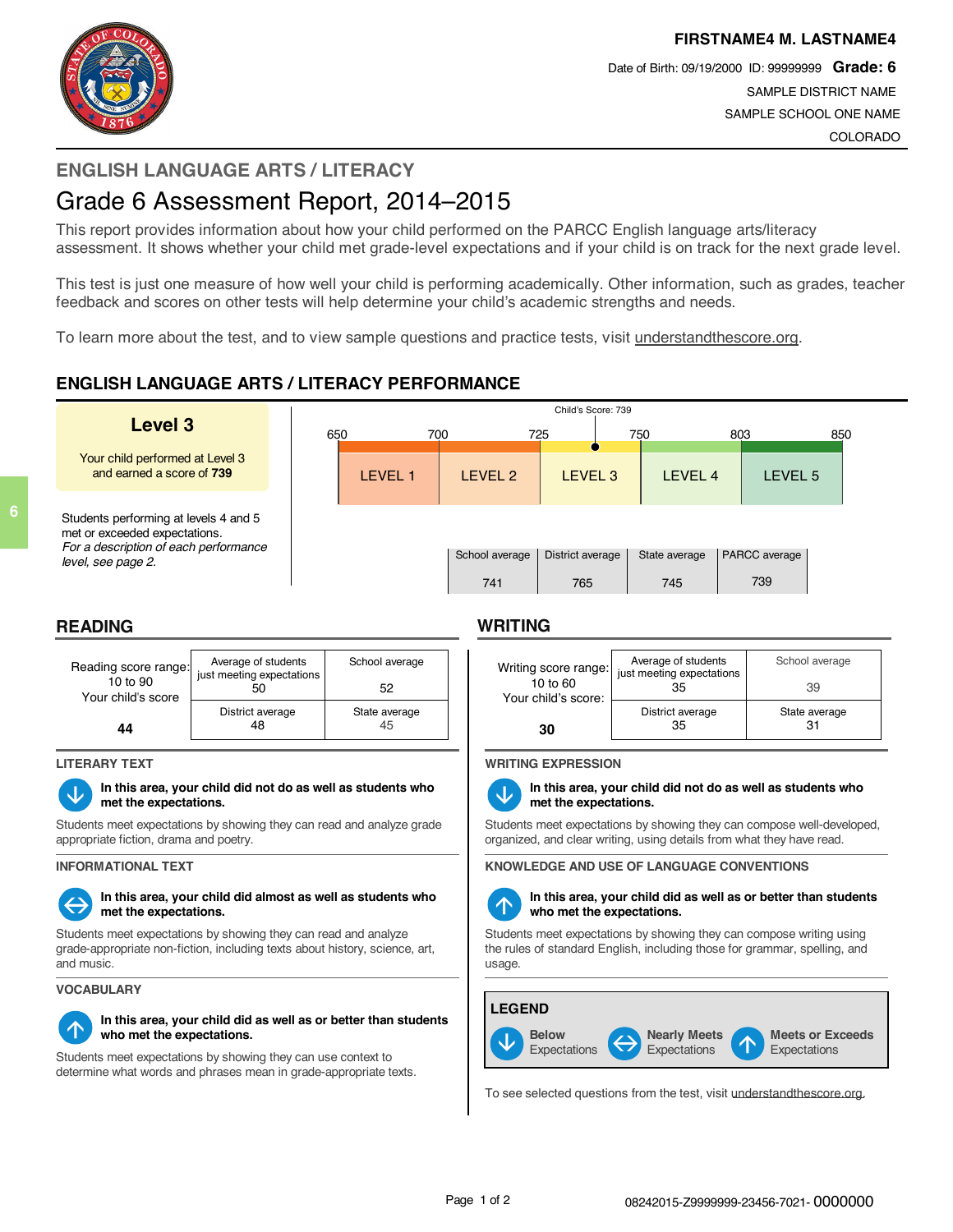**FIRSTNAME4 M. LASTNAME4**

Date of Birth: 09/19/2000 ID: 99999999 **Grade: 6**

SAMPLE DISTRICT NAME

SAMPLE SCHOOL ONE NAME

COLORADO

## ENGLISH LANGUAGE ARTS / LITERACY

# Grade 6 Assessment Report, 2014–2015

This report provides information about how your child performed on the PARCC English language arts/literacy assessment. It shows whether your child met grade-level expectations and if your child is on track for the next grade level.

This test is just one measure of how well your child is performing academically. Other information, such as grades, teacher feedback and scores on other tests will help determine your child's academic strengths and needs.

To learn more about the test, and to view sample questions and practice tests, visit understandthescore.org.

## ENGLISH LANGUAGE ARTS / LITERACY PERFORMANCE

**Level 3**

Your child performed at Level 3 and earned a score of **739**

Students performing at levels 4 and 5 met or exceeded expectations.

*For a description of each performance level, see page 2.*

Child's Score: 739

| LEVEL 1 | LEVEL 2 | LEVEL 3 | LEVEL 4 | LEVEL 5 |
|---|---|---|---|---|
| 650–700 | 700–725 | 725–750 | 750–803 | 803–850 |

| School average | District average | State average | PARCC average |
|---|---|---|---|
| 741 | 765 | 745 | 739 |

## READING

Reading score range: 10 to 90

Your child's score: **44**

| Average of students just meeting expectations | School average |
|---|---|
| 50 | 52 |
| **District average** | **State average** |
| 48 | 45 |

### LITERARY TEXT

**In this area, your child did not do as well as students who met the expectations.**

Students meet expectations by showing they can read and analyze grade appropriate fiction, drama and poetry.

### INFORMATIONAL TEXT

**In this area, your child did almost as well as students who met the expectations.**

Students meet expectations by showing they can read and analyze grade-appropriate non-fiction, including texts about history, science, art, and music.

### VOCABULARY

**In this area, your child did as well as or better than students who met the expectations.**

Students meet expectations by showing they can use context to determine what words and phrases mean in grade-appropriate texts.

## WRITING

Writing score range: 10 to 60

Your child's score: **30**

| Average of students just meeting expectations | School average |
|---|---|
| 35 | 39 |
| **District average** | **State average** |
| 35 | 31 |

### WRITING EXPRESSION

**In this area, your child did not do as well as students who met the expectations.**

Students meet expectations by showing they can compose well-developed, organized, and clear writing, using details from what they have read.

### KNOWLEDGE AND USE OF LANGUAGE CONVENTIONS

**In this area, your child did as well as or better than students who met the expectations.**

Students meet expectations by showing they can compose writing using the rules of standard English, including those for grammar, spelling, and usage.

**LEGEND**

- **Below** Expectations
- **Nearly Meets** Expectations
- **Meets or Exceeds** Expectations

To see selected questions from the test, visit understandthescore.org.

08242015-Z9999999-23456-7021- 0000000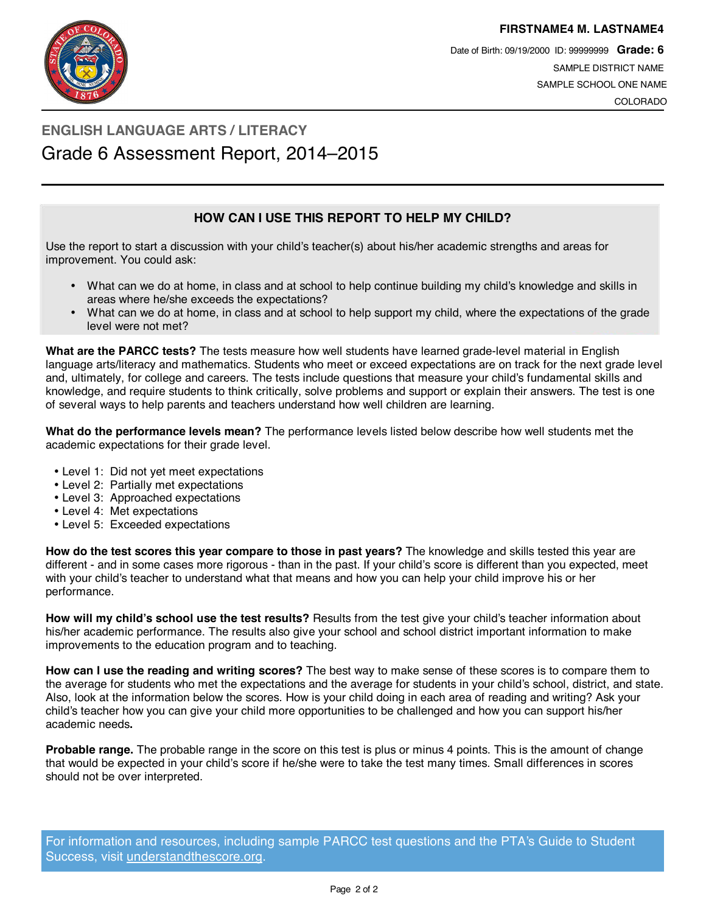**FIRSTNAME4 M. LASTNAME4**

Date of Birth: 09/19/2000 ID: 99999999 **Grade: 6**

SAMPLE DISTRICT NAME

SAMPLE SCHOOL ONE NAME

COLORADO

## ENGLISH LANGUAGE ARTS / LITERACY

# Grade 6 Assessment Report, 2014–2015

### HOW CAN I USE THIS REPORT TO HELP MY CHILD?

Use the report to start a discussion with your child's teacher(s) about his/her academic strengths and areas for improvement. You could ask:

- What can we do at home, in class and at school to help continue building my child's knowledge and skills in areas where he/she exceeds the expectations?
- What can we do at home, in class and at school to help support my child, where the expectations of the grade level were not met?

**What are the PARCC tests?** The tests measure how well students have learned grade-level material in English language arts/literacy and mathematics. Students who meet or exceed expectations are on track for the next grade level and, ultimately, for college and careers. The tests include questions that measure your child's fundamental skills and knowledge, and require students to think critically, solve problems and support or explain their answers. The test is one of several ways to help parents and teachers understand how well children are learning.

**What do the performance levels mean?** The performance levels listed below describe how well students met the academic expectations for their grade level.

- Level 1: Did not yet meet expectations
- Level 2: Partially met expectations
- Level 3: Approached expectations
- Level 4: Met expectations
- Level 5: Exceeded expectations

**How do the test scores this year compare to those in past years?** The knowledge and skills tested this year are different - and in some cases more rigorous - than in the past. If your child's score is different than you expected, meet with your child's teacher to understand what that means and how you can help your child improve his or her performance.

**How will my child's school use the test results?** Results from the test give your child's teacher information about his/her academic performance. The results also give your school and school district important information to make improvements to the education program and to teaching.

**How can I use the reading and writing scores?** The best way to make sense of these scores is to compare them to the average for students who met the expectations and the average for students in your child's school, district, and state. Also, look at the information below the scores. How is your child doing in each area of reading and writing? Ask your child's teacher how you can give your child more opportunities to be challenged and how you can support his/her academic needs**.**

**Probable range.** The probable range in the score on this test is plus or minus 4 points. This is the amount of change that would be expected in your child's score if he/she were to take the test many times. Small differences in scores should not be over interpreted.

For information and resources, including sample PARCC test questions and the PTA's Guide to Student Success, visit understandthescore.org.